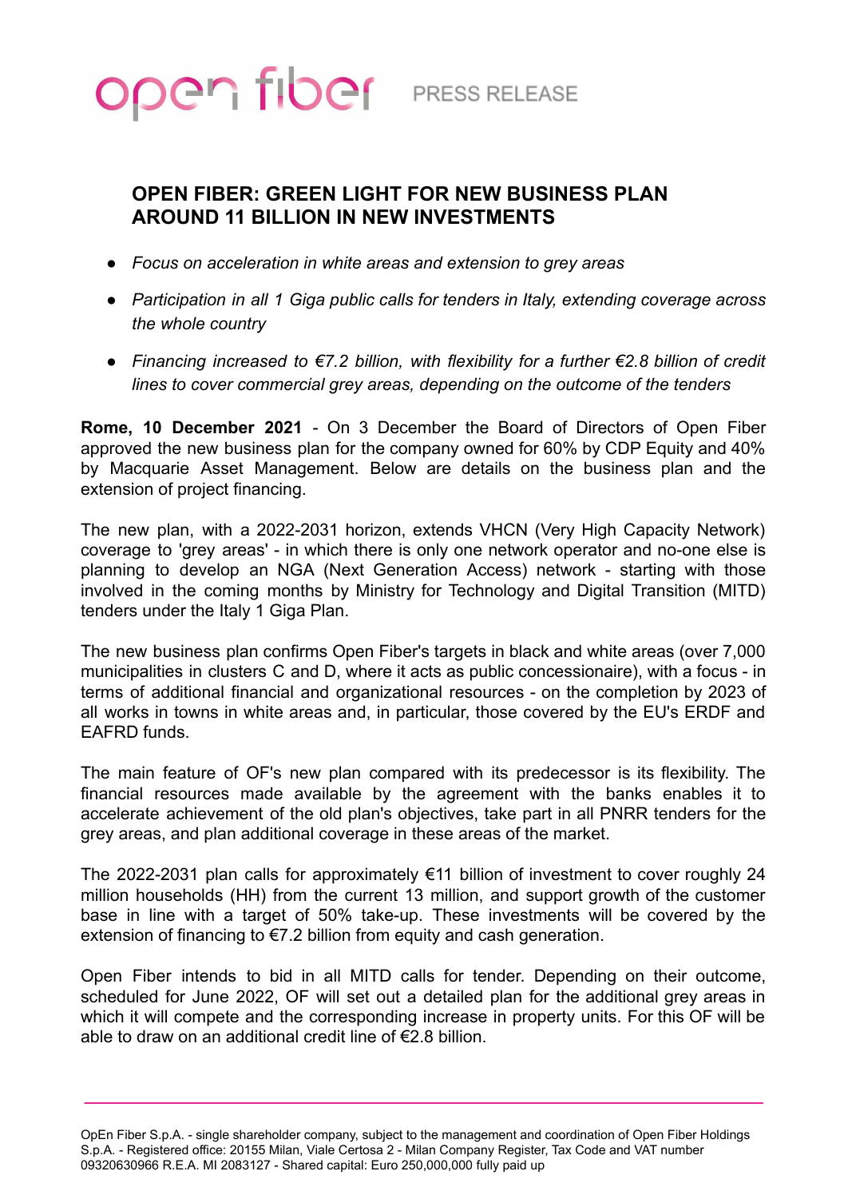open fiber PRESS RELEASE

# OPEN FIBER: GREEN LIGHT FOR NEW BUSINESS PLAN AROUND 11 BILLION IN NEW INVESTMENTS

- *Focus on acceleration in white areas and extension to grey areas*
- *Participation in all 1 Giga public calls for tenders in Italy, extending coverage across the whole country*
- *Financing increased to €7.2 billion, with flexibility for a further €2.8 billion of credit lines to cover commercial grey areas, depending on the outcome of the tenders*

**Rome, 10 December 2021** - On 3 December the Board of Directors of Open Fiber approved the new business plan for the company owned for 60% by CDP Equity and 40% by Macquarie Asset Management. Below are details on the business plan and the extension of project financing.

The new plan, with a 2022-2031 horizon, extends VHCN (Very High Capacity Network) coverage to 'grey areas' - in which there is only one network operator and no-one else is planning to develop an NGA (Next Generation Access) network - starting with those involved in the coming months by Ministry for Technology and Digital Transition (MITD) tenders under the Italy 1 Giga Plan.

The new business plan confirms Open Fiber's targets in black and white areas (over 7,000 municipalities in clusters C and D, where it acts as public concessionaire), with a focus - in terms of additional financial and organizational resources - on the completion by 2023 of all works in towns in white areas and, in particular, those covered by the EU's ERDF and EAFRD funds.

The main feature of OF's new plan compared with its predecessor is its flexibility. The financial resources made available by the agreement with the banks enables it to accelerate achievement of the old plan's objectives, take part in all PNRR tenders for the grey areas, and plan additional coverage in these areas of the market.

The 2022-2031 plan calls for approximately €11 billion of investment to cover roughly 24 million households (HH) from the current 13 million, and support growth of the customer base in line with a target of 50% take-up. These investments will be covered by the extension of financing to €7.2 billion from equity and cash generation.

Open Fiber intends to bid in all MITD calls for tender. Depending on their outcome, scheduled for June 2022, OF will set out a detailed plan for the additional grey areas in which it will compete and the corresponding increase in property units. For this OF will be able to draw on an additional credit line of €2.8 billion.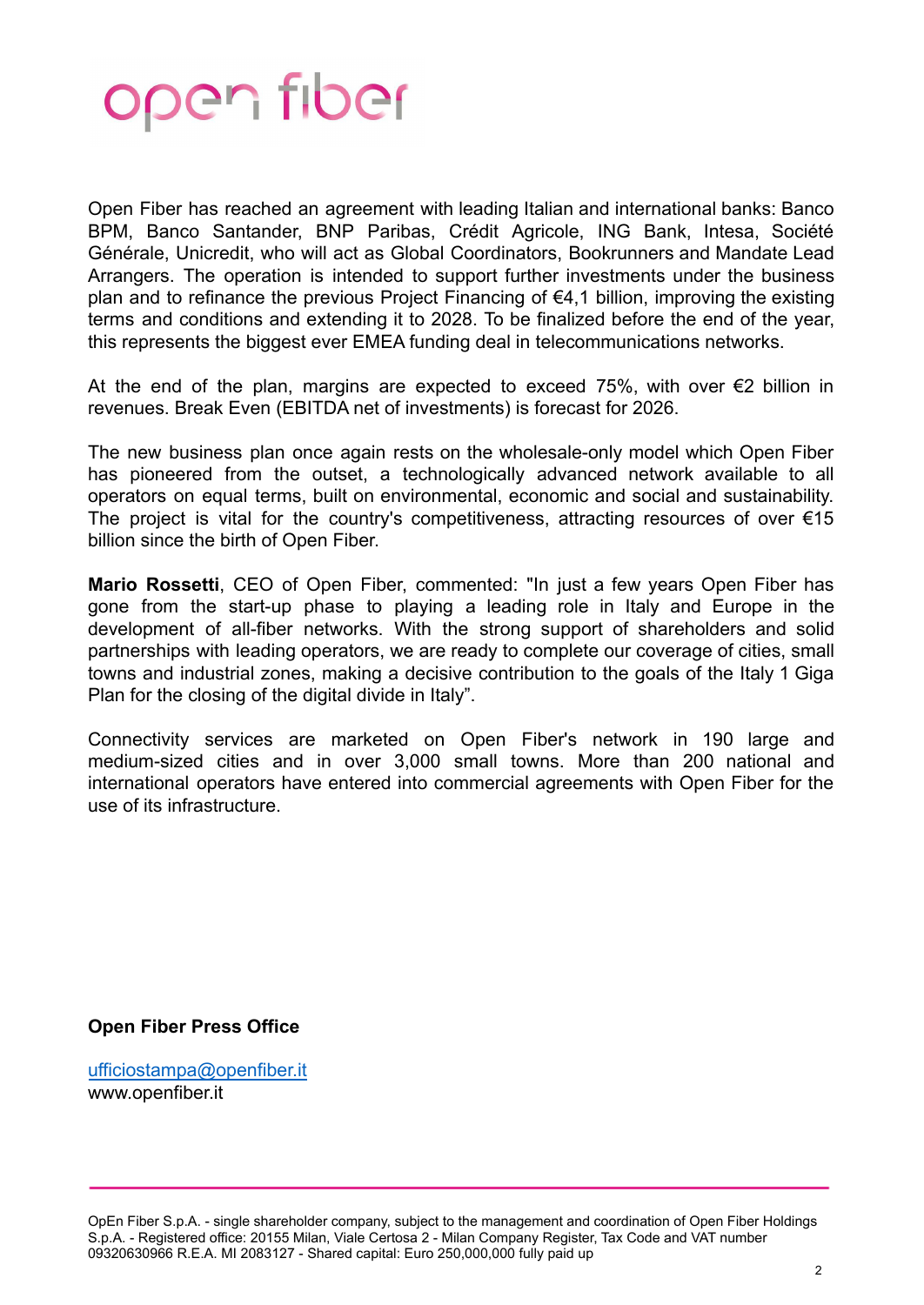Open Fiber has reached an agreement with leading Italian and international banks: Banco BPM, Banco Santander, BNP Paribas, Crédit Agricole, ING Bank, Intesa, Société Générale, Unicredit, who will act as Global Coordinators, Bookrunners and Mandate Lead Arrangers. The operation is intended to support further investments under the business plan and to refinance the previous Project Financing of €4,1 billion, improving the existing terms and conditions and extending it to 2028. To be finalized before the end of the year, this represents the biggest ever EMEA funding deal in telecommunications networks.

At the end of the plan, margins are expected to exceed 75%, with over €2 billion in revenues. Break Even (EBITDA net of investments) is forecast for 2026.

The new business plan once again rests on the wholesale-only model which Open Fiber has pioneered from the outset, a technologically advanced network available to all operators on equal terms, built on environmental, economic and social and sustainability. The project is vital for the country's competitiveness, attracting resources of over €15 billion since the birth of Open Fiber.

**Mario Rossetti**, CEO of Open Fiber, commented: "In just a few years Open Fiber has gone from the start-up phase to playing a leading role in Italy and Europe in the development of all-fiber networks. With the strong support of shareholders and solid partnerships with leading operators, we are ready to complete our coverage of cities, small towns and industrial zones, making a decisive contribution to the goals of the Italy 1 Giga Plan for the closing of the digital divide in Italy".

Connectivity services are marketed on Open Fiber's network in 190 large and medium-sized cities and in over 3,000 small towns. More than 200 national and international operators have entered into commercial agreements with Open Fiber for the use of its infrastructure.

**Open Fiber Press Office**

ufficiostampa@openfiber.it
www.openfiber.it

OpEn Fiber S.p.A. - single shareholder company, subject to the management and coordination of Open Fiber Holdings S.p.A. - Registered office: 20155 Milan, Viale Certosa 2 - Milan Company Register, Tax Code and VAT number 09320630966 R.E.A. MI 2083127 - Shared capital: Euro 250,000,000 fully paid up